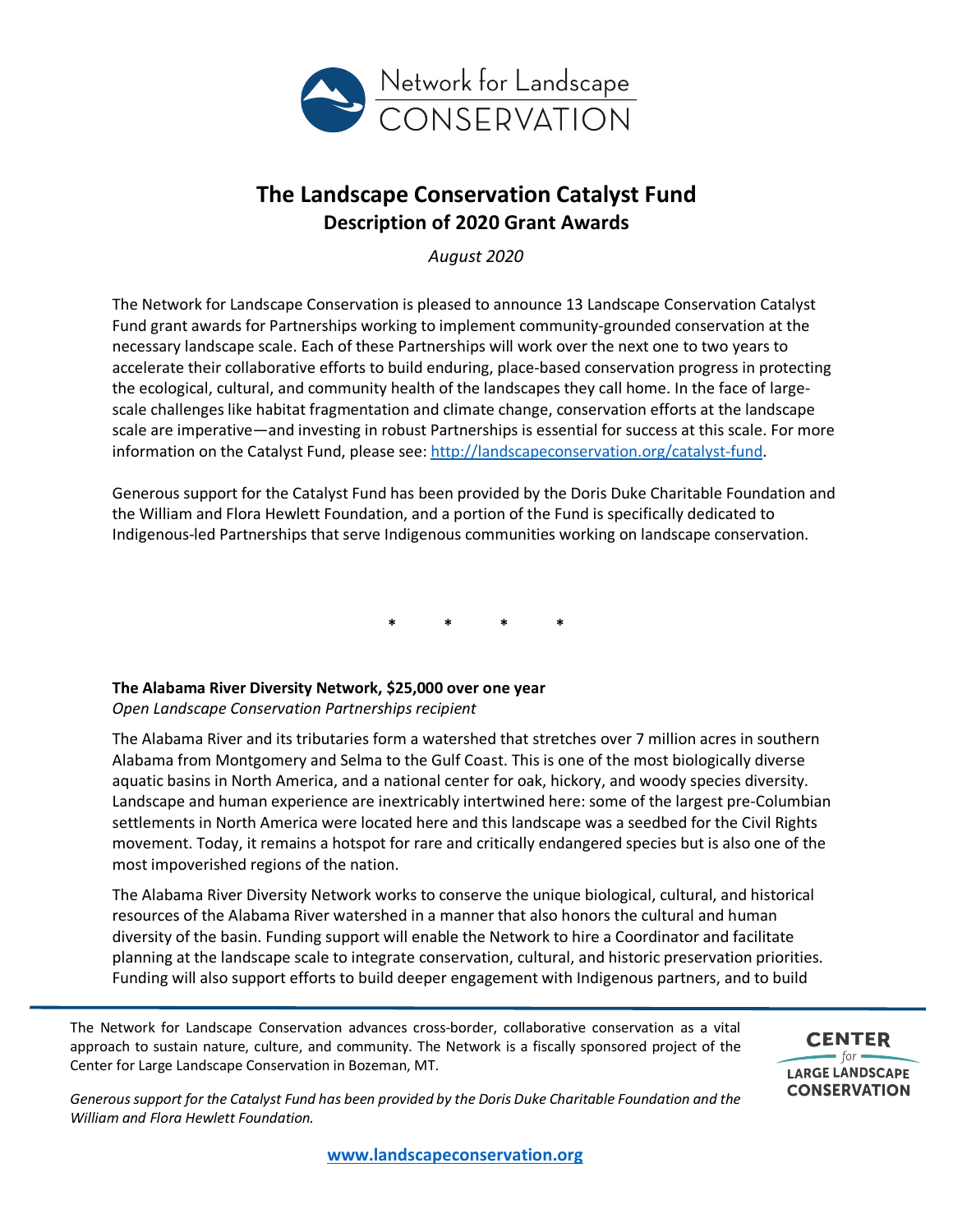# The Landscape Conservation Catalyst Fund

## Description of 2020 Grant Awards

*August 2020*

The Network for Landscape Conservation is pleased to announce 13 Landscape Conservation Catalyst Fund grant awards for Partnerships working to implement community-grounded conservation at the necessary landscape scale. Each of these Partnerships will work over the next one to two years to accelerate their collaborative efforts to build enduring, place-based conservation progress in protecting the ecological, cultural, and community health of the landscapes they call home. In the face of large-scale challenges like habitat fragmentation and climate change, conservation efforts at the landscape scale are imperative—and investing in robust Partnerships is essential for success at this scale. For more information on the Catalyst Fund, please see: http://landscapeconservation.org/catalyst-fund.

Generous support for the Catalyst Fund has been provided by the Doris Duke Charitable Foundation and the William and Flora Hewlett Foundation, and a portion of the Fund is specifically dedicated to Indigenous-led Partnerships that serve Indigenous communities working on landscape conservation.

\* \* \* \*

**The Alabama River Diversity Network, $25,000 over one year**

*Open Landscape Conservation Partnerships recipient*

The Alabama River and its tributaries form a watershed that stretches over 7 million acres in southern Alabama from Montgomery and Selma to the Gulf Coast. This is one of the most biologically diverse aquatic basins in North America, and a national center for oak, hickory, and woody species diversity. Landscape and human experience are inextricably intertwined here: some of the largest pre-Columbian settlements in North America were located here and this landscape was a seedbed for the Civil Rights movement. Today, it remains a hotspot for rare and critically endangered species but is also one of the most impoverished regions of the nation.

The Alabama River Diversity Network works to conserve the unique biological, cultural, and historical resources of the Alabama River watershed in a manner that also honors the cultural and human diversity of the basin. Funding support will enable the Network to hire a Coordinator and facilitate planning at the landscape scale to integrate conservation, cultural, and historic preservation priorities. Funding will also support efforts to build deeper engagement with Indigenous partners, and to build

The Network for Landscape Conservation advances cross-border, collaborative conservation as a vital approach to sustain nature, culture, and community. The Network is a fiscally sponsored project of the Center for Large Landscape Conservation in Bozeman, MT.

*Generous support for the Catalyst Fund has been provided by the Doris Duke Charitable Foundation and the William and Flora Hewlett Foundation.*

**www.landscapeconservation.org**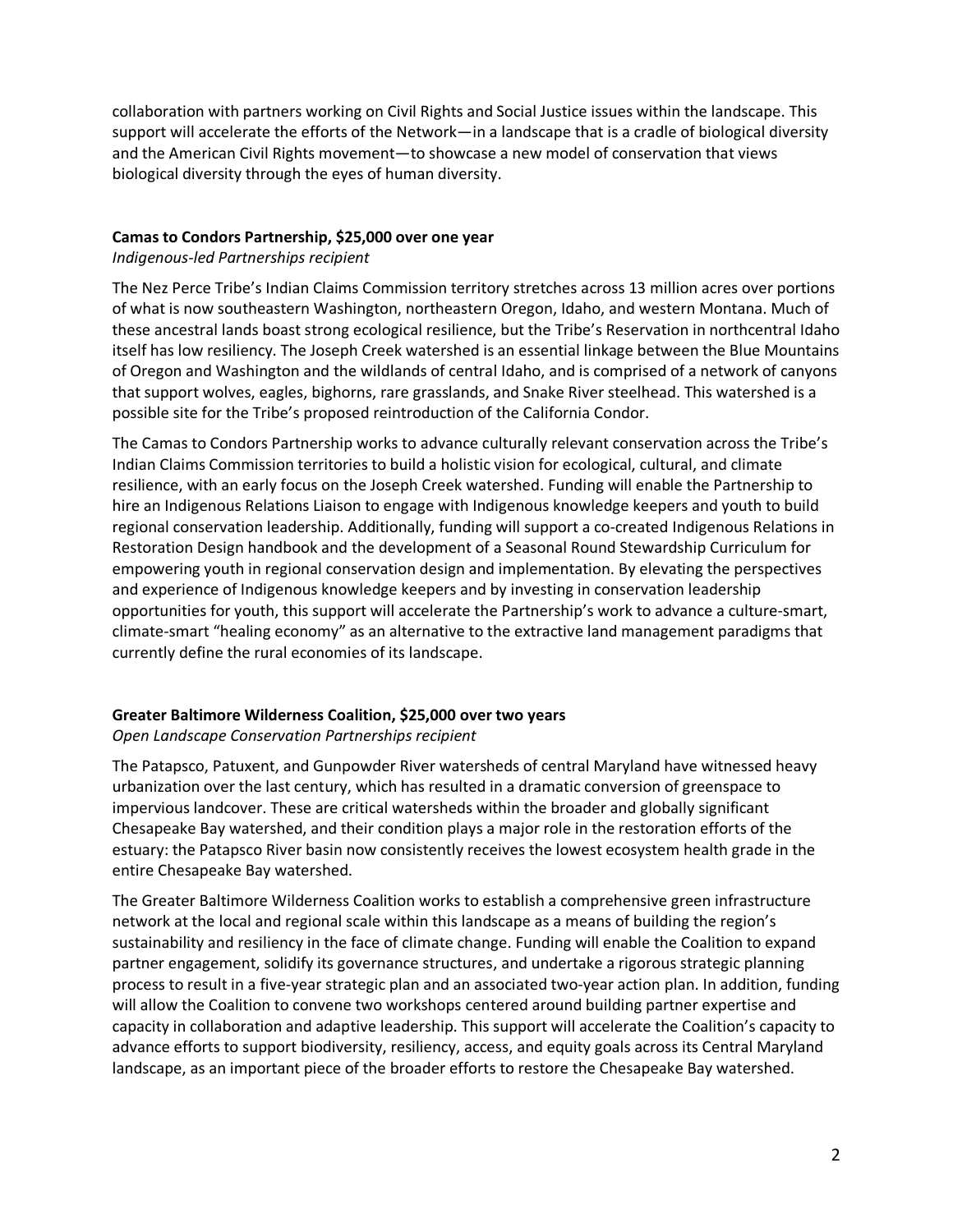collaboration with partners working on Civil Rights and Social Justice issues within the landscape. This support will accelerate the efforts of the Network—in a landscape that is a cradle of biological diversity and the American Civil Rights movement—to showcase a new model of conservation that views biological diversity through the eyes of human diversity.

**Camas to Condors Partnership, $25,000 over one year**
*Indigenous-led Partnerships recipient*

The Nez Perce Tribe's Indian Claims Commission territory stretches across 13 million acres over portions of what is now southeastern Washington, northeastern Oregon, Idaho, and western Montana. Much of these ancestral lands boast strong ecological resilience, but the Tribe's Reservation in northcentral Idaho itself has low resiliency. The Joseph Creek watershed is an essential linkage between the Blue Mountains of Oregon and Washington and the wildlands of central Idaho, and is comprised of a network of canyons that support wolves, eagles, bighorns, rare grasslands, and Snake River steelhead. This watershed is a possible site for the Tribe's proposed reintroduction of the California Condor.

The Camas to Condors Partnership works to advance culturally relevant conservation across the Tribe's Indian Claims Commission territories to build a holistic vision for ecological, cultural, and climate resilience, with an early focus on the Joseph Creek watershed. Funding will enable the Partnership to hire an Indigenous Relations Liaison to engage with Indigenous knowledge keepers and youth to build regional conservation leadership. Additionally, funding will support a co-created Indigenous Relations in Restoration Design handbook and the development of a Seasonal Round Stewardship Curriculum for empowering youth in regional conservation design and implementation. By elevating the perspectives and experience of Indigenous knowledge keepers and by investing in conservation leadership opportunities for youth, this support will accelerate the Partnership's work to advance a culture-smart, climate-smart "healing economy" as an alternative to the extractive land management paradigms that currently define the rural economies of its landscape.

**Greater Baltimore Wilderness Coalition, $25,000 over two years**
*Open Landscape Conservation Partnerships recipient*

The Patapsco, Patuxent, and Gunpowder River watersheds of central Maryland have witnessed heavy urbanization over the last century, which has resulted in a dramatic conversion of greenspace to impervious landcover. These are critical watersheds within the broader and globally significant Chesapeake Bay watershed, and their condition plays a major role in the restoration efforts of the estuary: the Patapsco River basin now consistently receives the lowest ecosystem health grade in the entire Chesapeake Bay watershed.

The Greater Baltimore Wilderness Coalition works to establish a comprehensive green infrastructure network at the local and regional scale within this landscape as a means of building the region's sustainability and resiliency in the face of climate change. Funding will enable the Coalition to expand partner engagement, solidify its governance structures, and undertake a rigorous strategic planning process to result in a five-year strategic plan and an associated two-year action plan. In addition, funding will allow the Coalition to convene two workshops centered around building partner expertise and capacity in collaboration and adaptive leadership. This support will accelerate the Coalition's capacity to advance efforts to support biodiversity, resiliency, access, and equity goals across its Central Maryland landscape, as an important piece of the broader efforts to restore the Chesapeake Bay watershed.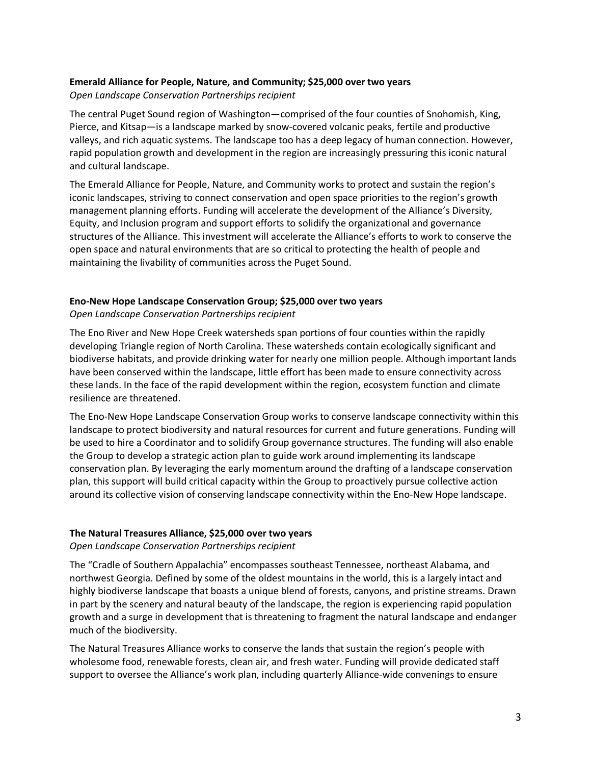**Emerald Alliance for People, Nature, and Community; $25,000 over two years**
*Open Landscape Conservation Partnerships recipient*

The central Puget Sound region of Washington—comprised of the four counties of Snohomish, King, Pierce, and Kitsap—is a landscape marked by snow-covered volcanic peaks, fertile and productive valleys, and rich aquatic systems. The landscape too has a deep legacy of human connection. However, rapid population growth and development in the region are increasingly pressuring this iconic natural and cultural landscape.

The Emerald Alliance for People, Nature, and Community works to protect and sustain the region's iconic landscapes, striving to connect conservation and open space priorities to the region's growth management planning efforts. Funding will accelerate the development of the Alliance's Diversity, Equity, and Inclusion program and support efforts to solidify the organizational and governance structures of the Alliance. This investment will accelerate the Alliance's efforts to work to conserve the open space and natural environments that are so critical to protecting the health of people and maintaining the livability of communities across the Puget Sound.

**Eno-New Hope Landscape Conservation Group; $25,000 over two years**
*Open Landscape Conservation Partnerships recipient*

The Eno River and New Hope Creek watersheds span portions of four counties within the rapidly developing Triangle region of North Carolina. These watersheds contain ecologically significant and biodiverse habitats, and provide drinking water for nearly one million people. Although important lands have been conserved within the landscape, little effort has been made to ensure connectivity across these lands. In the face of the rapid development within the region, ecosystem function and climate resilience are threatened.

The Eno-New Hope Landscape Conservation Group works to conserve landscape connectivity within this landscape to protect biodiversity and natural resources for current and future generations. Funding will be used to hire a Coordinator and to solidify Group governance structures. The funding will also enable the Group to develop a strategic action plan to guide work around implementing its landscape conservation plan. By leveraging the early momentum around the drafting of a landscape conservation plan, this support will build critical capacity within the Group to proactively pursue collective action around its collective vision of conserving landscape connectivity within the Eno-New Hope landscape.

**The Natural Treasures Alliance, $25,000 over two years**
*Open Landscape Conservation Partnerships recipient*

The "Cradle of Southern Appalachia" encompasses southeast Tennessee, northeast Alabama, and northwest Georgia. Defined by some of the oldest mountains in the world, this is a largely intact and highly biodiverse landscape that boasts a unique blend of forests, canyons, and pristine streams. Drawn in part by the scenery and natural beauty of the landscape, the region is experiencing rapid population growth and a surge in development that is threatening to fragment the natural landscape and endanger much of the biodiversity.

The Natural Treasures Alliance works to conserve the lands that sustain the region's people with wholesome food, renewable forests, clean air, and fresh water. Funding will provide dedicated staff support to oversee the Alliance's work plan, including quarterly Alliance-wide convenings to ensure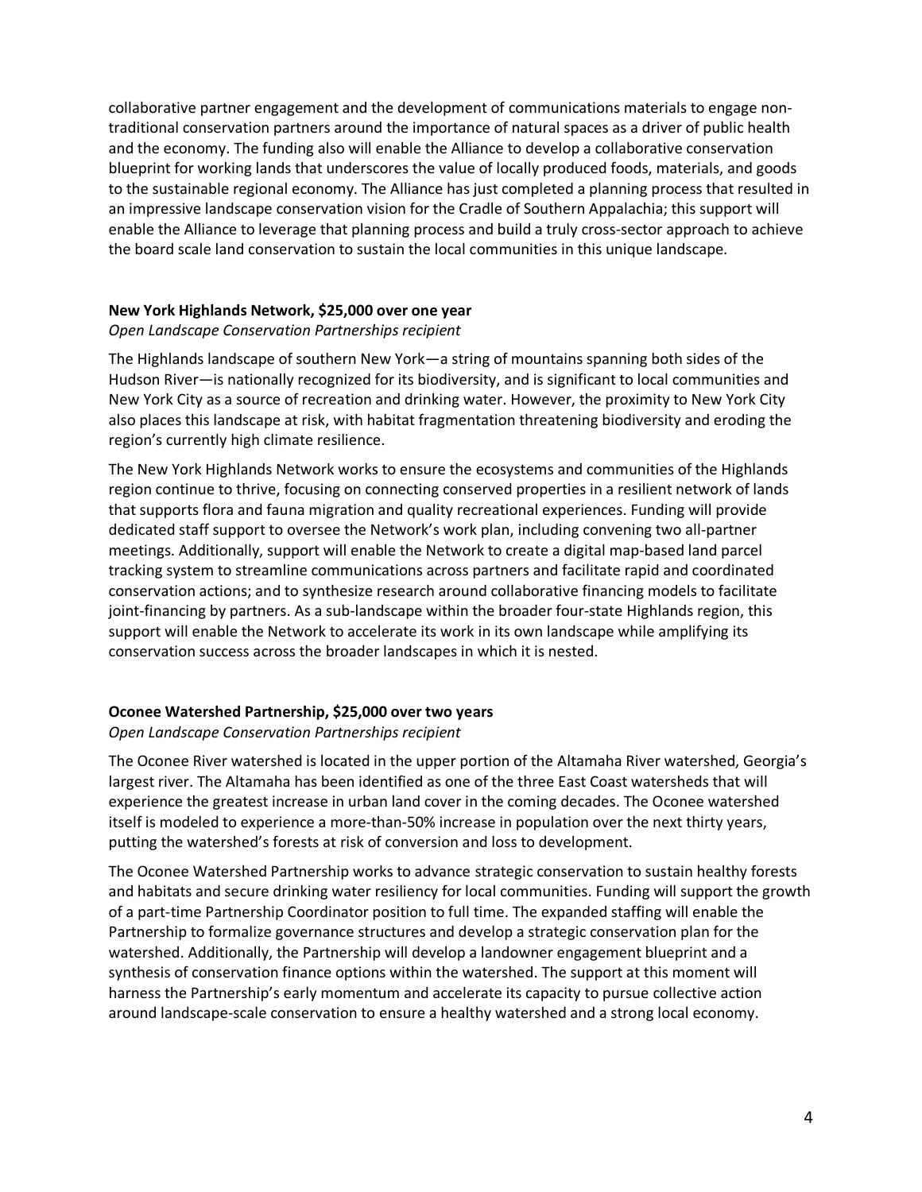collaborative partner engagement and the development of communications materials to engage non-traditional conservation partners around the importance of natural spaces as a driver of public health and the economy. The funding also will enable the Alliance to develop a collaborative conservation blueprint for working lands that underscores the value of locally produced foods, materials, and goods to the sustainable regional economy. The Alliance has just completed a planning process that resulted in an impressive landscape conservation vision for the Cradle of Southern Appalachia; this support will enable the Alliance to leverage that planning process and build a truly cross-sector approach to achieve the board scale land conservation to sustain the local communities in this unique landscape.

**New York Highlands Network, $25,000 over one year**

*Open Landscape Conservation Partnerships recipient*

The Highlands landscape of southern New York—a string of mountains spanning both sides of the Hudson River—is nationally recognized for its biodiversity, and is significant to local communities and New York City as a source of recreation and drinking water. However, the proximity to New York City also places this landscape at risk, with habitat fragmentation threatening biodiversity and eroding the region's currently high climate resilience.

The New York Highlands Network works to ensure the ecosystems and communities of the Highlands region continue to thrive, focusing on connecting conserved properties in a resilient network of lands that supports flora and fauna migration and quality recreational experiences. Funding will provide dedicated staff support to oversee the Network's work plan, including convening two all-partner meetings. Additionally, support will enable the Network to create a digital map-based land parcel tracking system to streamline communications across partners and facilitate rapid and coordinated conservation actions; and to synthesize research around collaborative financing models to facilitate joint-financing by partners. As a sub-landscape within the broader four-state Highlands region, this support will enable the Network to accelerate its work in its own landscape while amplifying its conservation success across the broader landscapes in which it is nested.

**Oconee Watershed Partnership, $25,000 over two years**

*Open Landscape Conservation Partnerships recipient*

The Oconee River watershed is located in the upper portion of the Altamaha River watershed, Georgia's largest river. The Altamaha has been identified as one of the three East Coast watersheds that will experience the greatest increase in urban land cover in the coming decades. The Oconee watershed itself is modeled to experience a more-than-50% increase in population over the next thirty years, putting the watershed's forests at risk of conversion and loss to development.

The Oconee Watershed Partnership works to advance strategic conservation to sustain healthy forests and habitats and secure drinking water resiliency for local communities. Funding will support the growth of a part-time Partnership Coordinator position to full time. The expanded staffing will enable the Partnership to formalize governance structures and develop a strategic conservation plan for the watershed. Additionally, the Partnership will develop a landowner engagement blueprint and a synthesis of conservation finance options within the watershed. The support at this moment will harness the Partnership's early momentum and accelerate its capacity to pursue collective action around landscape-scale conservation to ensure a healthy watershed and a strong local economy.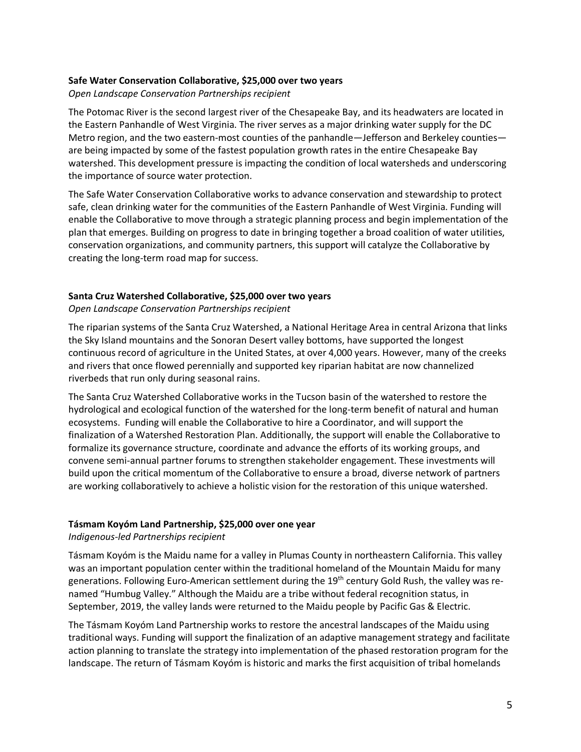**Safe Water Conservation Collaborative, $25,000 over two years**

*Open Landscape Conservation Partnerships recipient*

The Potomac River is the second largest river of the Chesapeake Bay, and its headwaters are located in the Eastern Panhandle of West Virginia. The river serves as a major drinking water supply for the DC Metro region, and the two eastern-most counties of the panhandle—Jefferson and Berkeley counties—are being impacted by some of the fastest population growth rates in the entire Chesapeake Bay watershed. This development pressure is impacting the condition of local watersheds and underscoring the importance of source water protection.

The Safe Water Conservation Collaborative works to advance conservation and stewardship to protect safe, clean drinking water for the communities of the Eastern Panhandle of West Virginia. Funding will enable the Collaborative to move through a strategic planning process and begin implementation of the plan that emerges. Building on progress to date in bringing together a broad coalition of water utilities, conservation organizations, and community partners, this support will catalyze the Collaborative by creating the long-term road map for success.

**Santa Cruz Watershed Collaborative, $25,000 over two years**

*Open Landscape Conservation Partnerships recipient*

The riparian systems of the Santa Cruz Watershed, a National Heritage Area in central Arizona that links the Sky Island mountains and the Sonoran Desert valley bottoms, have supported the longest continuous record of agriculture in the United States, at over 4,000 years. However, many of the creeks and rivers that once flowed perennially and supported key riparian habitat are now channelized riverbeds that run only during seasonal rains.

The Santa Cruz Watershed Collaborative works in the Tucson basin of the watershed to restore the hydrological and ecological function of the watershed for the long-term benefit of natural and human ecosystems. Funding will enable the Collaborative to hire a Coordinator, and will support the finalization of a Watershed Restoration Plan. Additionally, the support will enable the Collaborative to formalize its governance structure, coordinate and advance the efforts of its working groups, and convene semi-annual partner forums to strengthen stakeholder engagement. These investments will build upon the critical momentum of the Collaborative to ensure a broad, diverse network of partners are working collaboratively to achieve a holistic vision for the restoration of this unique watershed.

**Tásmam Koyóm Land Partnership, $25,000 over one year**

*Indigenous-led Partnerships recipient*

Tásmam Koyóm is the Maidu name for a valley in Plumas County in northeastern California. This valley was an important population center within the traditional homeland of the Mountain Maidu for many generations. Following Euro-American settlement during the 19th century Gold Rush, the valley was re-named "Humbug Valley." Although the Maidu are a tribe without federal recognition status, in September, 2019, the valley lands were returned to the Maidu people by Pacific Gas & Electric.

The Tásmam Koyóm Land Partnership works to restore the ancestral landscapes of the Maidu using traditional ways. Funding will support the finalization of an adaptive management strategy and facilitate action planning to translate the strategy into implementation of the phased restoration program for the landscape. The return of Tásmam Koyóm is historic and marks the first acquisition of tribal homelands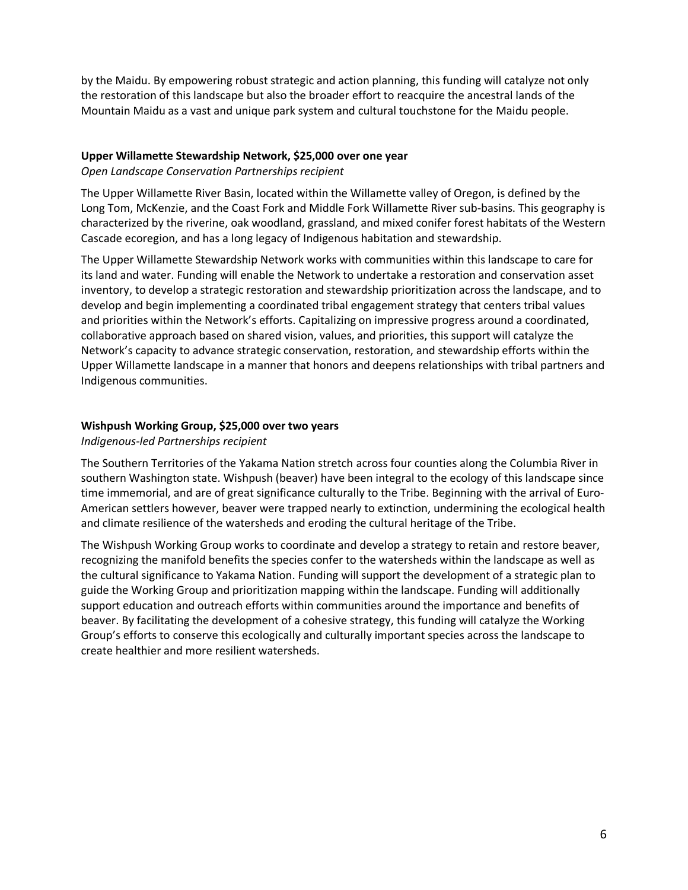by the Maidu. By empowering robust strategic and action planning, this funding will catalyze not only the restoration of this landscape but also the broader effort to reacquire the ancestral lands of the Mountain Maidu as a vast and unique park system and cultural touchstone for the Maidu people.

**Upper Willamette Stewardship Network, $25,000 over one year**

*Open Landscape Conservation Partnerships recipient*

The Upper Willamette River Basin, located within the Willamette valley of Oregon, is defined by the Long Tom, McKenzie, and the Coast Fork and Middle Fork Willamette River sub-basins. This geography is characterized by the riverine, oak woodland, grassland, and mixed conifer forest habitats of the Western Cascade ecoregion, and has a long legacy of Indigenous habitation and stewardship.

The Upper Willamette Stewardship Network works with communities within this landscape to care for its land and water. Funding will enable the Network to undertake a restoration and conservation asset inventory, to develop a strategic restoration and stewardship prioritization across the landscape, and to develop and begin implementing a coordinated tribal engagement strategy that centers tribal values and priorities within the Network's efforts. Capitalizing on impressive progress around a coordinated, collaborative approach based on shared vision, values, and priorities, this support will catalyze the Network's capacity to advance strategic conservation, restoration, and stewardship efforts within the Upper Willamette landscape in a manner that honors and deepens relationships with tribal partners and Indigenous communities.

**Wishpush Working Group, $25,000 over two years**

*Indigenous-led Partnerships recipient*

The Southern Territories of the Yakama Nation stretch across four counties along the Columbia River in southern Washington state. Wishpush (beaver) have been integral to the ecology of this landscape since time immemorial, and are of great significance culturally to the Tribe. Beginning with the arrival of Euro-American settlers however, beaver were trapped nearly to extinction, undermining the ecological health and climate resilience of the watersheds and eroding the cultural heritage of the Tribe.

The Wishpush Working Group works to coordinate and develop a strategy to retain and restore beaver, recognizing the manifold benefits the species confer to the watersheds within the landscape as well as the cultural significance to Yakama Nation. Funding will support the development of a strategic plan to guide the Working Group and prioritization mapping within the landscape. Funding will additionally support education and outreach efforts within communities around the importance and benefits of beaver. By facilitating the development of a cohesive strategy, this funding will catalyze the Working Group's efforts to conserve this ecologically and culturally important species across the landscape to create healthier and more resilient watersheds.